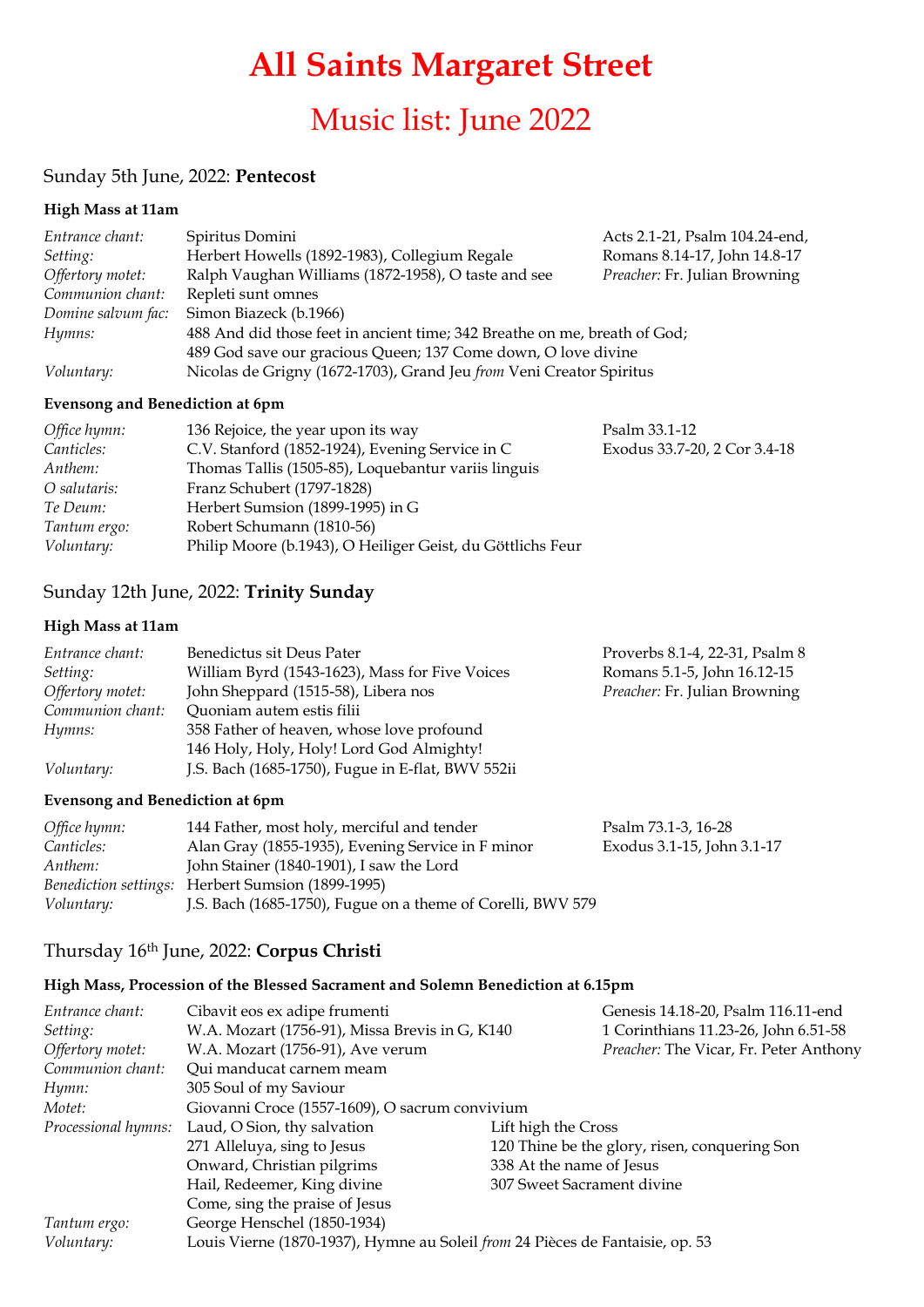# All Saints Margaret Street

## Music list: June 2022

### Sunday 5th June, 2022: **Pentecost**

**High Mass at 11am**

| | | |
|---|---|---|
| *Entrance chant:* | Spiritus Domini | Acts 2.1-21, Psalm 104.24-end, |
| *Setting:* | Herbert Howells (1892-1983), Collegium Regale | Romans 8.14-17, John 14.8-17 |
| *Offertory motet:* | Ralph Vaughan Williams (1872-1958), O taste and see | *Preacher:* Fr. Julian Browning |
| *Communion chant:* | Repleti sunt omnes | |
| *Domine salvum fac:* | Simon Biazeck (b.1966) | |
| *Hymns:* | 488 And did those feet in ancient time; 342 Breathe on me, breath of God; 489 God save our gracious Queen; 137 Come down, O love divine | |
| *Voluntary:* | Nicolas de Grigny (1672-1703), Grand Jeu *from* Veni Creator Spiritus | |

**Evensong and Benediction at 6pm**

| | | |
|---|---|---|
| *Office hymn:* | 136 Rejoice, the year upon its way | Psalm 33.1-12 |
| *Canticles:* | C.V. Stanford (1852-1924), Evening Service in C | Exodus 33.7-20, 2 Cor 3.4-18 |
| *Anthem:* | Thomas Tallis (1505-85), Loquebantur variis linguis | |
| *O salutaris:* | Franz Schubert (1797-1828) | |
| *Te Deum:* | Herbert Sumsion (1899-1995) in G | |
| *Tantum ergo:* | Robert Schumann (1810-56) | |
| *Voluntary:* | Philip Moore (b.1943), O Heiliger Geist, du Göttlichs Feur | |

### Sunday 12th June, 2022: **Trinity Sunday**

**High Mass at 11am**

| | | |
|---|---|---|
| *Entrance chant:* | Benedictus sit Deus Pater | Proverbs 8.1-4, 22-31, Psalm 8 |
| *Setting:* | William Byrd (1543-1623), Mass for Five Voices | Romans 5.1-5, John 16.12-15 |
| *Offertory motet:* | John Sheppard (1515-58), Libera nos | *Preacher:* Fr. Julian Browning |
| *Communion chant:* | Quoniam autem estis filii | |
| *Hymns:* | 358 Father of heaven, whose love profound<br>146 Holy, Holy, Holy! Lord God Almighty! | |
| *Voluntary:* | J.S. Bach (1685-1750), Fugue in E-flat, BWV 552ii | |

**Evensong and Benediction at 6pm**

| | | |
|---|---|---|
| *Office hymn:* | 144 Father, most holy, merciful and tender | Psalm 73.1-3, 16-28 |
| *Canticles:* | Alan Gray (1855-1935), Evening Service in F minor | Exodus 3.1-15, John 3.1-17 |
| *Anthem:* | John Stainer (1840-1901), I saw the Lord | |
| *Benediction settings:* | Herbert Sumsion (1899-1995) | |
| *Voluntary:* | J.S. Bach (1685-1750), Fugue on a theme of Corelli, BWV 579 | |

### Thursday 16th June, 2022: **Corpus Christi**

**High Mass, Procession of the Blessed Sacrament and Solemn Benediction at 6.15pm**

| | | |
|---|---|---|
| *Entrance chant:* | Cibavit eos ex adipe frumenti | Genesis 14.18-20, Psalm 116.11-end |
| *Setting:* | W.A. Mozart (1756-91), Missa Brevis in G, K140 | 1 Corinthians 11.23-26, John 6.51-58 |
| *Offertory motet:* | W.A. Mozart (1756-91), Ave verum | *Preacher:* The Vicar, Fr. Peter Anthony |
| *Communion chant:* | Qui manducat carnem meam | |
| *Hymn:* | 305 Soul of my Saviour | |
| *Motet:* | Giovanni Croce (1557-1609), O sacrum convivium | |
| *Processional hymns:* | Laud, O Sion, thy salvation<br>271 Alleluya, sing to Jesus<br>Onward, Christian pilgrims<br>Hail, Redeemer, King divine<br>Come, sing the praise of Jesus | Lift high the Cross<br>120 Thine be the glory, risen, conquering Son<br>338 At the name of Jesus<br>307 Sweet Sacrament divine |
| *Tantum ergo:* | George Henschel (1850-1934) | |
| *Voluntary:* | Louis Vierne (1870-1937), Hymne au Soleil *from* 24 Pièces de Fantaisie, op. 53 | |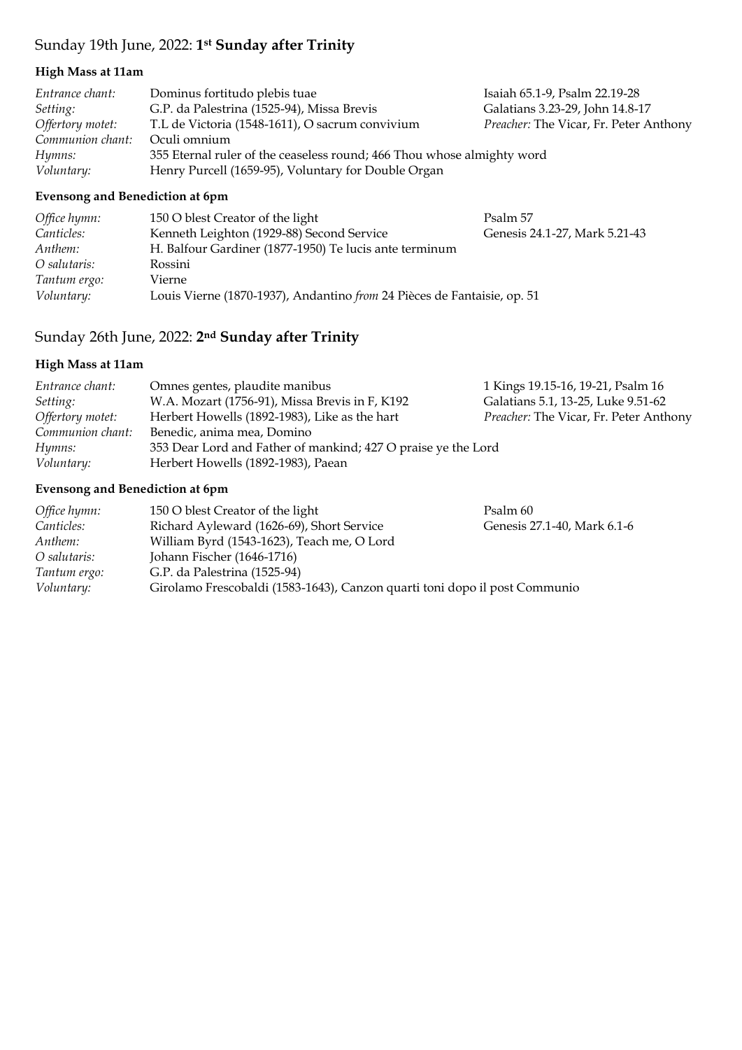## Sunday 19th June, 2022: 1[st] **Sunday after Trinity**

### High Mass at 11am

| | | |
|---|---|---|
| *Entrance chant:* | Dominus fortitudo plebis tuae | Isaiah 65.1-9, Psalm 22.19-28 |
| *Setting:* | G.P. da Palestrina (1525-94), Missa Brevis | Galatians 3.23-29, John 14.8-17 |
| *Offertory motet:* | T.L de Victoria (1548-1611), O sacrum convivium | *Preacher:* The Vicar, Fr. Peter Anthony |
| *Communion chant:* | Oculi omnium | |
| *Hymns:* | 355 Eternal ruler of the ceaseless round; 466 Thou whose almighty word | |
| *Voluntary:* | Henry Purcell (1659-95), Voluntary for Double Organ | |

### Evensong and Benediction at 6pm

| | | |
|---|---|---|
| *Office hymn:* | 150 O blest Creator of the light | Psalm 57 |
| *Canticles:* | Kenneth Leighton (1929-88) Second Service | Genesis 24.1-27, Mark 5.21-43 |
| *Anthem:* | H. Balfour Gardiner (1877-1950) Te lucis ante terminum | |
| *O salutaris:* | Rossini | |
| *Tantum ergo:* | Vierne | |
| *Voluntary:* | Louis Vierne (1870-1937), Andantino *from* 24 Pièces de Fantaisie, op. 51 | |

## Sunday 26th June, 2022: 2[nd] **Sunday after Trinity**

### High Mass at 11am

| | | |
|---|---|---|
| *Entrance chant:* | Omnes gentes, plaudite manibus | 1 Kings 19.15-16, 19-21, Psalm 16 |
| *Setting:* | W.A. Mozart (1756-91), Missa Brevis in F, K192 | Galatians 5.1, 13-25, Luke 9.51-62 |
| *Offertory motet:* | Herbert Howells (1892-1983), Like as the hart | *Preacher:* The Vicar, Fr. Peter Anthony |
| *Communion chant:* | Benedic, anima mea, Domino | |
| *Hymns:* | 353 Dear Lord and Father of mankind; 427 O praise ye the Lord | |
| *Voluntary:* | Herbert Howells (1892-1983), Paean | |

### Evensong and Benediction at 6pm

| | | |
|---|---|---|
| *Office hymn:* | 150 O blest Creator of the light | Psalm 60 |
| *Canticles:* | Richard Ayleward (1626-69), Short Service | Genesis 27.1-40, Mark 6.1-6 |
| *Anthem:* | William Byrd (1543-1623), Teach me, O Lord | |
| *O salutaris:* | Johann Fischer (1646-1716) | |
| *Tantum ergo:* | G.P. da Palestrina (1525-94) | |
| *Voluntary:* | Girolamo Frescobaldi (1583-1643), Canzon quarti toni dopo il post Communio | |